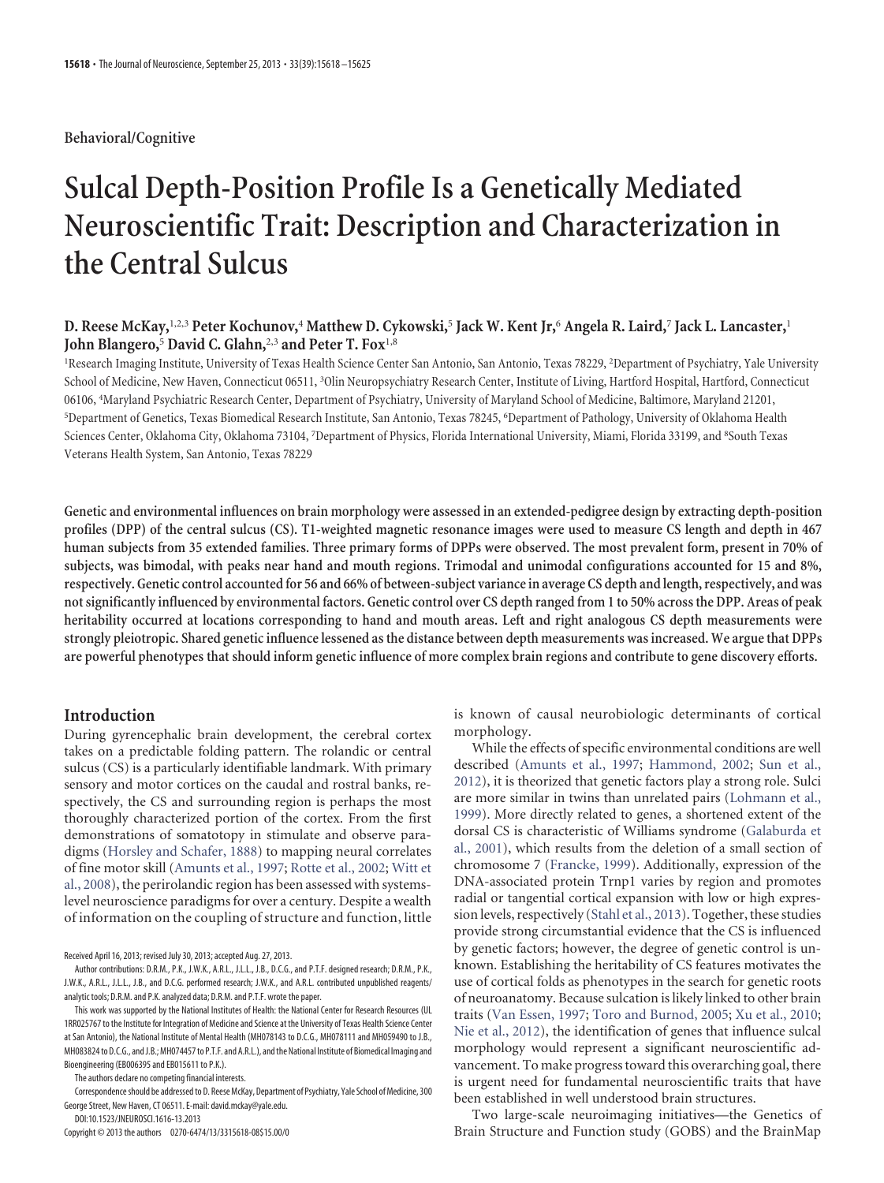Behavioral/Cognitive

# Sulcal Depth-Position Profile Is a Genetically Mediated Neuroscientific Trait: Description and Characterization in the Central Sulcus

**D. Reese McKay,[1,2,3] Peter Kochunov,[4] Matthew D. Cykowski,[5] Jack W. Kent Jr,[6] Angela R. Laird,[7] Jack L. Lancaster,[1] John Blangero,[5] David C. Glahn,[2,3] and Peter T. Fox[1,8]**

[1]Research Imaging Institute, University of Texas Health Science Center San Antonio, San Antonio, Texas 78229, [2]Department of Psychiatry, Yale University School of Medicine, New Haven, Connecticut 06511, [3]Olin Neuropsychiatry Research Center, Institute of Living, Hartford Hospital, Hartford, Connecticut 06106, [4]Maryland Psychiatric Research Center, Department of Psychiatry, University of Maryland School of Medicine, Baltimore, Maryland 21201, [5]Department of Genetics, Texas Biomedical Research Institute, San Antonio, Texas 78245, [6]Department of Pathology, University of Oklahoma Health Sciences Center, Oklahoma City, Oklahoma 73104, [7]Department of Physics, Florida International University, Miami, Florida 33199, and [8]South Texas Veterans Health System, San Antonio, Texas 78229

**Genetic and environmental influences on brain morphology were assessed in an extended-pedigree design by extracting depth-position profiles (DPP) of the central sulcus (CS). T1-weighted magnetic resonance images were used to measure CS length and depth in 467 human subjects from 35 extended families. Three primary forms of DPPs were observed. The most prevalent form, present in 70% of subjects, was bimodal, with peaks near hand and mouth regions. Trimodal and unimodal configurations accounted for 15 and 8%, respectively. Genetic control accounted for 56 and 66% of between-subject variance in average CS depth and length, respectively, and was not significantly influenced by environmental factors. Genetic control over CS depth ranged from 1 to 50% across the DPP. Areas of peak heritability occurred at locations corresponding to hand and mouth areas. Left and right analogous CS depth measurements were strongly pleiotropic. Shared genetic influence lessened as the distance between depth measurements was increased. We argue that DPPs are powerful phenotypes that should inform genetic influence of more complex brain regions and contribute to gene discovery efforts.**

## Introduction

During gyrencephalic brain development, the cerebral cortex takes on a predictable folding pattern. The rolandic or central sulcus (CS) is a particularly identifiable landmark. With primary sensory and motor cortices on the caudal and rostral banks, respectively, the CS and surrounding region is perhaps the most thoroughly characterized portion of the cortex. From the first demonstrations of somatotopy in stimulate and observe paradigms (Horsley and Schafer, 1888) to mapping neural correlates of fine motor skill (Amunts et al., 1997; Rotte et al., 2002; Witt et al., 2008), the perirolandic region has been assessed with systems-level neuroscience paradigms for over a century. Despite a wealth of information on the coupling of structure and function, little is known of causal neurobiologic determinants of cortical morphology.

While the effects of specific environmental conditions are well described (Amunts et al., 1997; Hammond, 2002; Sun et al., 2012), it is theorized that genetic factors play a strong role. Sulci are more similar in twins than unrelated pairs (Lohmann et al., 1999). More directly related to genes, a shortened extent of the dorsal CS is characteristic of Williams syndrome (Galaburda et al., 2001), which results from the deletion of a small section of chromosome 7 (Francke, 1999). Additionally, expression of the DNA-associated protein Trnp1 varies by region and promotes radial or tangential cortical expansion with low or high expression levels, respectively (Stahl et al., 2013). Together, these studies provide strong circumstantial evidence that the CS is influenced by genetic factors; however, the degree of genetic control is unknown. Establishing the heritability of CS features motivates the use of cortical folds as phenotypes in the search for genetic roots of neuroanatomy. Because sulcation is likely linked to other brain traits (Van Essen, 1997; Toro and Burnod, 2005; Xu et al., 2010; Nie et al., 2012), the identification of genes that influence sulcal morphology would represent a significant neuroscientific advancement. To make progress toward this overarching goal, there is urgent need for fundamental neuroscientific traits that have been established in well understood brain structures.

Two large-scale neuroimaging initiatives—the Genetics of Brain Structure and Function study (GOBS) and the BrainMap

Received April 16, 2013; revised July 30, 2013; accepted Aug. 27, 2013.

Author contributions: D.R.M., P.K., J.W.K., A.R.L., J.L.L., J.B., D.C.G., and P.T.F. designed research; D.R.M., P.K., J.W.K., A.R.L., J.L.L., J.B., and D.C.G. performed research; J.W.K., and A.R.L. contributed unpublished reagents/analytic tools; D.R.M. and P.K. analyzed data; D.R.M. and P.T.F. wrote the paper.

This work was supported by the National Institutes of Health: the National Center for Research Resources (UL 1RR025767 to the Institute for Integration of Medicine and Science at the University of Texas Health Science Center at San Antonio), the National Institute of Mental Health (MH078143 to D.C.G., MH078111 and MH059490 to J.B., MH083824 to D.C.G., and J.B.; MH074457 to P.T.F. and A.R.L.), and the National Institute of Biomedical Imaging and Bioengineering (EB006395 and EB015611 to P.K.).

The authors declare no competing financial interests.

Correspondence should be addressed to D. Reese McKay, Department of Psychiatry, Yale School of Medicine, 300 George Street, New Haven, CT 06511. E-mail: david.mckay@yale.edu.

DOI:10.1523/JNEUROSCI.1616-13.2013

Copyright © 2013 the authors 0270-6474/13/3315618-08$15.00/0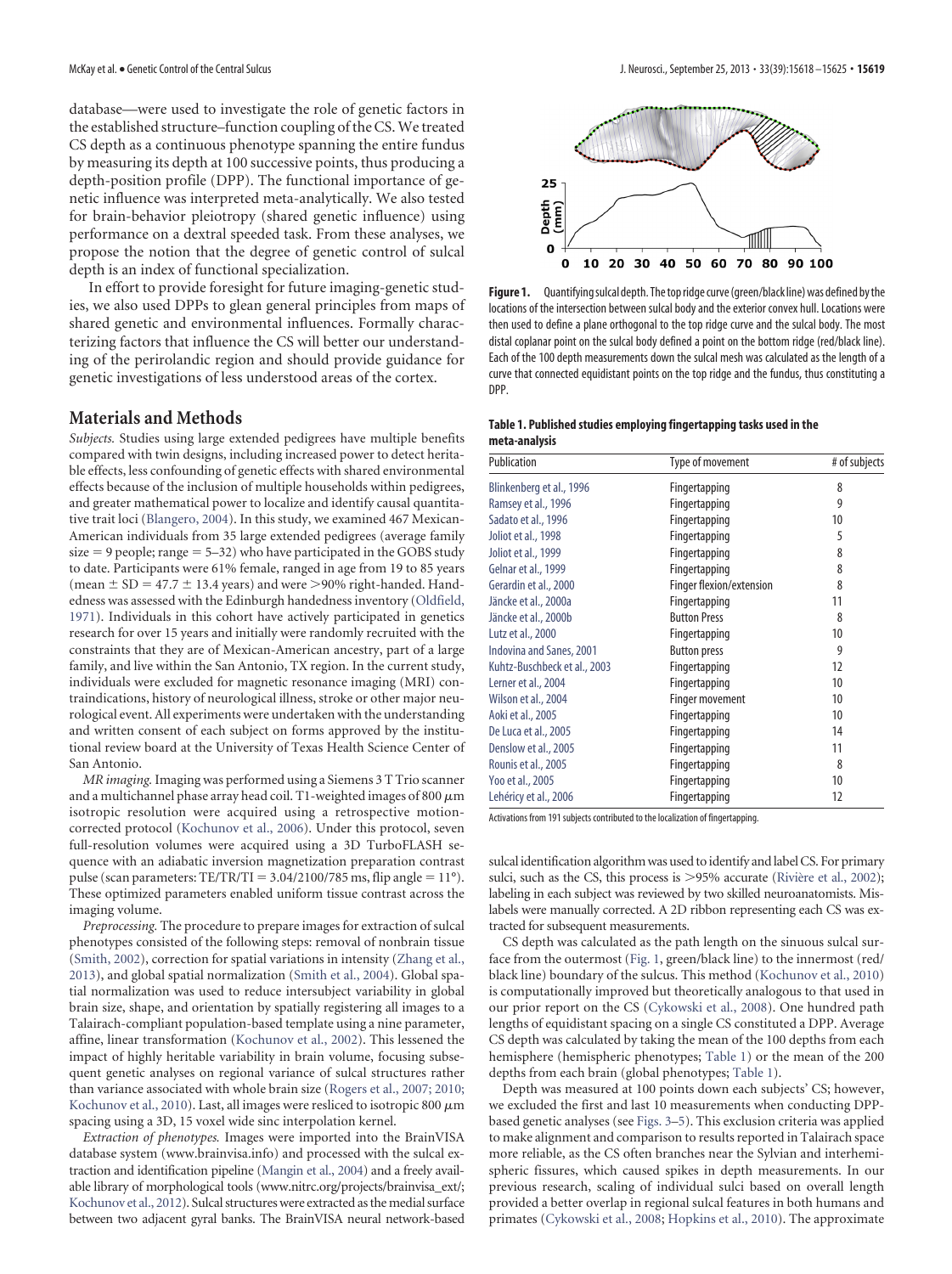database—were used to investigate the role of genetic factors in the established structure–function coupling of the CS. We treated CS depth as a continuous phenotype spanning the entire fundus by measuring its depth at 100 successive points, thus producing a depth-position profile (DPP). The functional importance of genetic influence was interpreted meta-analytically. We also tested for brain-behavior pleiotropy (shared genetic influence) using performance on a dextral speeded task. From these analyses, we propose the notion that the degree of genetic control of sulcal depth is an index of functional specialization.

In effort to provide foresight for future imaging-genetic studies, we also used DPPs to glean general principles from maps of shared genetic and environmental influences. Formally characterizing factors that influence the CS will better our understanding of the perirolandic region and should provide guidance for genetic investigations of less understood areas of the cortex.

## Materials and Methods

*Subjects.* Studies using large extended pedigrees have multiple benefits compared with twin designs, including increased power to detect heritable effects, less confounding of genetic effects with shared environmental effects because of the inclusion of multiple households within pedigrees, and greater mathematical power to localize and identify causal quantitative trait loci (Blangero, 2004). In this study, we examined 467 Mexican-American individuals from 35 large extended pedigrees (average family size = 9 people; range = 5–32) who have participated in the GOBS study to date. Participants were 61% female, ranged in age from 19 to 85 years (mean ± SD = 47.7 ± 13.4 years) and were >90% right-handed. Handedness was assessed with the Edinburgh handedness inventory (Oldfield, 1971). Individuals in this cohort have actively participated in genetics research for over 15 years and initially were randomly recruited with the constraints that they are of Mexican-American ancestry, part of a large family, and live within the San Antonio, TX region. In the current study, individuals were excluded for magnetic resonance imaging (MRI) contraindications, history of neurological illness, stroke or other major neurological event. All experiments were undertaken with the understanding and written consent of each subject on forms approved by the institutional review board at the University of Texas Health Science Center of San Antonio.

*MR imaging.* Imaging was performed using a Siemens 3 T Trio scanner and a multichannel phase array head coil. T1-weighted images of 800 μm isotropic resolution were acquired using a retrospective motion-corrected protocol (Kochunov et al., 2006). Under this protocol, seven full-resolution volumes were acquired using a 3D TurboFLASH sequence with an adiabatic inversion magnetization preparation contrast pulse (scan parameters: TE/TR/TI = 3.04/2100/785 ms, flip angle = 11°). These optimized parameters enabled uniform tissue contrast across the imaging volume.

*Preprocessing.* The procedure to prepare images for extraction of sulcal phenotypes consisted of the following steps: removal of nonbrain tissue (Smith, 2002), correction for spatial variations in intensity (Zhang et al., 2013), and global spatial normalization (Smith et al., 2004). Global spatial normalization was used to reduce intersubject variability in global brain size, shape, and orientation by spatially registering all images to a Talairach-compliant population-based template using a nine parameter, affine, linear transformation (Kochunov et al., 2002). This lessened the impact of highly heritable variability in brain volume, focusing subsequent genetic analyses on regional variance of sulcal structures rather than variance associated with whole brain size (Rogers et al., 2007; 2010; Kochunov et al., 2010). Last, all images were resliced to isotropic 800 μm spacing using a 3D, 15 voxel wide sinc interpolation kernel.

*Extraction of phenotypes.* Images were imported into the BrainVISA database system (www.brainvisa.info) and processed with the sulcal extraction and identification pipeline (Mangin et al., 2004) and a freely available library of morphological tools (www.nitrc.org/projects/brainvisa_ext/; Kochunov et al., 2012). Sulcal structures were extracted as the medial surface between two adjacent gyral banks. The BrainVISA neural network-based sulcal identification algorithm was used to identify and label CS. For primary sulci, such as the CS, this process is >95% accurate (Rivière et al., 2002); labeling in each subject was reviewed by two skilled neuroanatomists. Mislabels were manually corrected. A 2D ribbon representing each CS was extracted for subsequent measurements.

CS depth was calculated as the path length on the sinuous sulcal surface from the outermost (Fig. 1, green/black line) to the innermost (red/black line) boundary of the sulcus. This method (Kochunov et al., 2010) is computationally improved but theoretically analogous to that used in our prior report on the CS (Cykowski et al., 2008). One hundred path lengths of equidistant spacing on a single CS constituted a DPP. Average CS depth was calculated by taking the mean of the 100 depths from each hemisphere (hemispheric phenotypes; Table 1) or the mean of the 200 depths from each brain (global phenotypes; Table 1).

Depth was measured at 100 points down each subjects' CS; however, we excluded the first and last 10 measurements when conducting DPP-based genetic analyses (see Figs. 3–5). This exclusion criteria was applied to make alignment and comparison to results reported in Talairach space more reliable, as the CS often branches near the Sylvian and interhemispheric fissures, which caused spikes in depth measurements. In our previous research, scaling of individual sulci based on overall length provided a better overlap in regional sulcal features in both humans and primates (Cykowski et al., 2008; Hopkins et al., 2010). The approximate

**Figure 1.** Quantifying sulcal depth. The top ridge curve (green/black line) was defined by the locations of the intersection between sulcal body and the exterior convex hull. Locations were then used to define a plane orthogonal to the top ridge curve and the sulcal body. The most distal coplanar point on the sulcal body defined a point on the bottom ridge (red/black line). Each of the 100 depth measurements down the sulcal mesh was calculated as the length of a curve that connected equidistant points on the top ridge and the fundus, thus constituting a DPP.

**Table 1. Published studies employing fingertapping tasks used in the meta-analysis**

| Publication | Type of movement | # of subjects |
|---|---|---|
| Blinkenberg et al., 1996 | Fingertapping | 8 |
| Ramsey et al., 1996 | Fingertapping | 9 |
| Sadato et al., 1996 | Fingertapping | 10 |
| Joliot et al., 1998 | Fingertapping | 5 |
| Joliot et al., 1999 | Fingertapping | 8 |
| Gelnar et al., 1999 | Fingertapping | 8 |
| Gerardin et al., 2000 | Finger flexion/extension | 8 |
| Jäncke et al., 2000a | Fingertapping | 11 |
| Jäncke et al., 2000b | Button Press | 8 |
| Lutz et al., 2000 | Fingertapping | 10 |
| Indovina and Sanes, 2001 | Button press | 9 |
| Kuhtz-Buschbeck et al., 2003 | Fingertapping | 12 |
| Lerner et al., 2004 | Fingertapping | 10 |
| Wilson et al., 2004 | Finger movement | 10 |
| Aoki et al., 2005 | Fingertapping | 10 |
| De Luca et al., 2005 | Fingertapping | 14 |
| Denslow et al., 2005 | Fingertapping | 11 |
| Rounis et al., 2005 | Fingertapping | 8 |
| Yoo et al., 2005 | Fingertapping | 10 |
| Lehéricy et al., 2006 | Fingertapping | 12 |

Activations from 191 subjects contributed to the localization of fingertapping.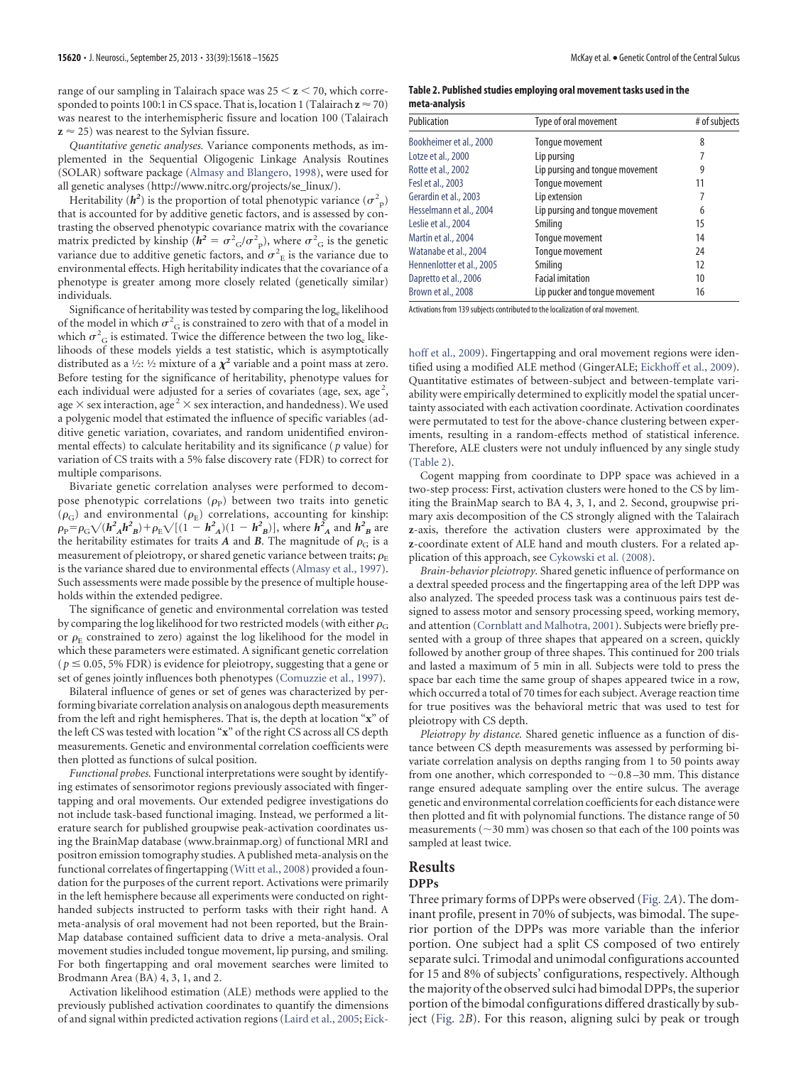range of our sampling in Talairach space was $25 < \mathbf{z} < 70$, which corresponded to points 100:1 in CS space. That is, location 1 (Talairach $\mathbf{z} \approx 70$) was nearest to the interhemispheric fissure and location 100 (Talairach $\mathbf{z} \approx 25$) was nearest to the Sylvian fissure.

*Quantitative genetic analyses.* Variance components methods, as implemented in the Sequential Oligogenic Linkage Analysis Routines (SOLAR) software package (Almasy and Blangero, 1998), were used for all genetic analyses (http://www.nitrc.org/projects/se_linux/).

Heritability ($h^2$) is the proportion of total phenotypic variance ($\sigma^2_P$) that is accounted for by additive genetic factors, and is assessed by contrasting the observed phenotypic covariance matrix with the covariance matrix predicted by kinship ($h^2 = \sigma^2_G/\sigma^2_P$), where $\sigma^2_G$ is the genetic variance due to additive genetic factors, and $\sigma^2_E$ is the variance due to environmental effects. High heritability indicates that the covariance of a phenotype is greater among more closely related (genetically similar) individuals.

Significance of heritability was tested by comparing the $\log_e$ likelihood of the model in which $\sigma^2_G$ is constrained to zero with that of a model in which $\sigma^2_G$ is estimated. Twice the difference between the two $\log_e$ likelihoods of these models yields a test statistic, which is asymptotically distributed as a ½: ½ mixture of a $\chi^2$ variable and a point mass at zero. Before testing for the significance of heritability, phenotype values for each individual were adjusted for a series of covariates (age, sex, age$^2$, age × sex interaction, age$^2$ × sex interaction, and handedness). We used a polygenic model that estimated the influence of specific variables (additive genetic variation, covariates, and random unidentified environmental effects) to calculate heritability and its significance ($p$ value) for variation of CS traits with a 5% false discovery rate (FDR) to correct for multiple comparisons.

Bivariate genetic correlation analyses were performed to decompose phenotypic correlations ($\rho_P$) between two traits into genetic ($\rho_G$) and environmental ($\rho_E$) correlations, accounting for kinship: $\rho_P = \rho_G \sqrt{(h^2_A h^2_B)} + \rho_E \sqrt{[(1 - h^2_A)(1 - h^2_B)]}$, where $h^2_A$ and $h^2_B$ are the heritability estimates for traits $\mathbf{A}$ and $\mathbf{B}$. The magnitude of $\rho_G$ is a measurement of pleiotropy, or shared genetic variance between traits; $\rho_E$ is the variance shared due to environmental effects (Almasy et al., 1997). Such assessments were made possible by the presence of multiple households within the extended pedigree.

The significance of genetic and environmental correlation was tested by comparing the log likelihood for two restricted models (with either $\rho_G$ or $\rho_E$ constrained to zero) against the log likelihood for the model in which these parameters were estimated. A significant genetic correlation ($p \leq 0.05$, 5% FDR) is evidence for pleiotropy, suggesting that a gene or set of genes jointly influences both phenotypes (Comuzzie et al., 1997).

Bilateral influence of genes or set of genes was characterized by performing bivariate correlation analysis on analogous depth measurements from the left and right hemispheres. That is, the depth at location "**x**" of the left CS was tested with location "**x**" of the right CS across all CS depth measurements. Genetic and environmental correlation coefficients were then plotted as functions of sulcal position.

*Functional probes.* Functional interpretations were sought by identifying estimates of sensorimotor regions previously associated with fingertapping and oral movements. Our extended pedigree investigations do not include task-based functional imaging. Instead, we performed a literature search for published groupwise peak-activation coordinates using the BrainMap database (www.brainmap.org) of functional MRI and positron emission tomography studies. A published meta-analysis on the functional correlates of fingertapping (Witt et al., 2008) provided a foundation for the purposes of the current report. Activations were primarily in the left hemisphere because all experiments were conducted on right-handed subjects instructed to perform tasks with their right hand. A meta-analysis of oral movement had not been reported, but the BrainMap database contained sufficient data to drive a meta-analysis. Oral movement studies included tongue movement, lip pursing, and smiling. For both fingertapping and oral movement searches were limited to Brodmann Area (BA) 4, 3, 1, and 2.

Activation likelihood estimation (ALE) methods were applied to the previously published activation coordinates to quantify the dimensions of and signal within predicted activation regions (Laird et al., 2005; Eickhoff et al., 2009). Fingertapping and oral movement regions were identified using a modified ALE method (GingerALE; Eickhoff et al., 2009). Quantitative estimates of between-subject and between-template variability were empirically determined to explicitly model the spatial uncertainty associated with each activation coordinate. Activation coordinates were permutated to test for the above-chance clustering between experiments, resulting in a random-effects method of statistical inference. Therefore, ALE clusters were not unduly influenced by any single study (Table 2).

**Table 2. Published studies employing oral movement tasks used in the meta-analysis**

| Publication | Type of oral movement | # of subjects |
|---|---|---|
| Bookheimer et al., 2000 | Tongue movement | 8 |
| Lotze et al., 2000 | Lip pursing | 7 |
| Rotte et al., 2002 | Lip pursing and tongue movement | 9 |
| Fesl et al., 2003 | Tongue movement | 11 |
| Gerardin et al., 2003 | Lip extension | 7 |
| Hesselmann et al., 2004 | Lip pursing and tongue movement | 6 |
| Leslie et al., 2004 | Smiling | 15 |
| Martin et al., 2004 | Tongue movement | 14 |
| Watanabe et al., 2004 | Tongue movement | 24 |
| Hennenlotter et al., 2005 | Smiling | 12 |
| Dapretto et al., 2006 | Facial imitation | 10 |
| Brown et al., 2008 | Lip pucker and tongue movement | 16 |

Activations from 139 subjects contributed to the localization of oral movement.

Cogent mapping from coordinate to DPP space was achieved in a two-step process: First, activation clusters were honed to the CS by limiting the BrainMap search to BA 4, 3, 1, and 2. Second, groupwise primary axis decomposition of the CS strongly aligned with the Talairach **z**-axis, therefore the activation clusters were approximated by the **z**-coordinate extent of ALE hand and mouth clusters. For a related application of this approach, see Cykowski et al. (2008).

*Brain-behavior pleiotropy.* Shared genetic influence of performance on a dextral speeded process and the fingertapping area of the left DPP was also analyzed. The speeded process task was a continuous pairs test designed to assess motor and sensory processing speed, working memory, and attention (Cornblatt and Malhotra, 2001). Subjects were briefly presented with a group of three shapes that appeared on a screen, quickly followed by another group of three shapes. This continued for 200 trials and lasted a maximum of 5 min in all. Subjects were told to press the space bar each time the same group of shapes appeared twice in a row, which occurred a total of 70 times for each subject. Average reaction time for true positives was the behavioral metric that was used to test for pleiotropy with CS depth.

*Pleiotropy by distance.* Shared genetic influence as a function of distance between CS depth measurements was assessed by performing bivariate correlation analysis on depths ranging from 1 to 50 points away from one another, which corresponded to ~0.8–30 mm. This distance range ensured adequate sampling over the entire sulcus. The average genetic and environmental correlation coefficients for each distance were then plotted and fit with polynomial functions. The distance range of 50 measurements (~30 mm) was chosen so that each of the 100 points was sampled at least twice.

## Results

### DPPs

Three primary forms of DPPs were observed (Fig. 2*A*). The dominant profile, present in 70% of subjects, was bimodal. The superior portion of the DPPs was more variable than the inferior portion. One subject had a split CS composed of two entirely separate sulci. Trimodal and unimodal configurations accounted for 15 and 8% of subjects' configurations, respectively. Although the majority of the observed sulci had bimodal DPPs, the superior portion of the bimodal configurations differed drastically by subject (Fig. 2*B*). For this reason, aligning sulci by peak or trough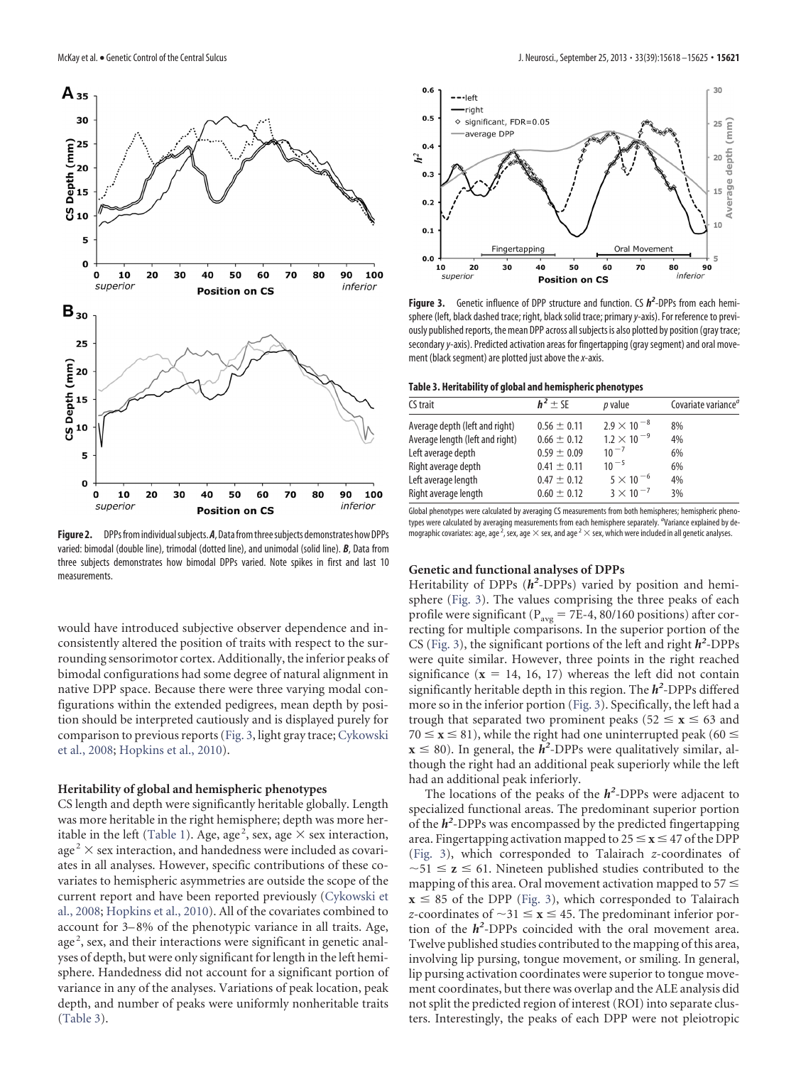**Figure 2.** DPPs from individual subjects. ***A***, Data from three subjects demonstrates how DPPs varied: bimodal (double line), trimodal (dotted line), and unimodal (solid line). ***B***, Data from three subjects demonstrates how bimodal DPPs varied. Note spikes in first and last 10 measurements.

would have introduced subjective observer dependence and inconsistently altered the position of traits with respect to the surrounding sensorimotor cortex. Additionally, the inferior peaks of bimodal configurations had some degree of natural alignment in native DPP space. Because there were three varying modal configurations within the extended pedigrees, mean depth by position should be interpreted cautiously and is displayed purely for comparison to previous reports (Fig. 3, light gray trace; Cykowski et al., 2008; Hopkins et al., 2010).

### Heritability of global and hemispheric phenotypes

CS length and depth were significantly heritable globally. Length was more heritable in the right hemisphere; depth was more heritable in the left (Table 1). Age, age$^2$, sex, age × sex interaction, age$^2$ × sex interaction, and handedness were included as covariates in all analyses. However, specific contributions of these covariates to hemispheric asymmetries are outside the scope of the current report and have been reported previously (Cykowski et al., 2008; Hopkins et al., 2010). All of the covariates combined to account for 3–8% of the phenotypic variance in all traits. Age, age$^2$, sex, and their interactions were significant in genetic analyses of depth, but were only significant for length in the left hemisphere. Handedness did not account for a significant portion of variance in any of the analyses. Variations of peak location, peak depth, and number of peaks were uniformly nonheritable traits (Table 3).

**Figure 3.** Genetic influence of DPP structure and function. CS $h^2$-DPPs from each hemisphere (left, black dashed trace; right, black solid trace; primary *y*-axis). For reference to previously published reports, the mean DPP across all subjects is also plotted by position (gray trace; secondary *y*-axis). Predicted activation areas for fingertapping (gray segment) and oral movement (black segment) are plotted just above the *x*-axis.

**Table 3. Heritability of global and hemispheric phenotypes**

| CS trait | $h^2 \pm$ SE | *p* value | Covariate variance[a] |
|---|---|---|---|
| Average depth (left and right) | 0.56 ± 0.11 | $2.9 \times 10^{-8}$ | 8% |
| Average length (left and right) | 0.66 ± 0.12 | $1.2 \times 10^{-9}$ | 4% |
| Left average depth | 0.59 ± 0.09 | $10^{-7}$ | 6% |
| Right average depth | 0.41 ± 0.11 | $10^{-5}$ | 6% |
| Left average length | 0.47 ± 0.12 | $5 \times 10^{-6}$ | 4% |
| Right average length | 0.60 ± 0.12 | $3 \times 10^{-7}$ | 3% |

Global phenotypes were calculated by averaging CS measurements from both hemispheres; hemispheric phenotypes were calculated by averaging measurements from each hemisphere separately. [a]Variance explained by demographic covariates: age, age$^2$, sex, age × sex, and age$^2$ × sex, which were included in all genetic analyses.

### Genetic and functional analyses of DPPs

Heritability of DPPs ($h^2$-DPPs) varied by position and hemisphere (Fig. 3). The values comprising the three peaks of each profile were significant ($P_{avg}$ = 7E-4, 80/160 positions) after correcting for multiple comparisons. In the superior portion of the CS (Fig. 3), the significant portions of the left and right $h^2$-DPPs were quite similar. However, three points in the right reached significance ($\mathbf{x}$ = 14, 16, 17) whereas the left did not contain significantly heritable depth in this region. The $h^2$-DPPs differed more so in the inferior portion (Fig. 3). Specifically, the left had a trough that separated two prominent peaks ($52 \leq \mathbf{x} \leq 63$ and $70 \leq \mathbf{x} \leq 81$), while the right had one uninterrupted peak ($60 \leq \mathbf{x} \leq 80$). In general, the $h^2$-DPPs were qualitatively similar, although the right had an additional peak superiorly while the left had an additional peak inferiorly.

The locations of the peaks of the $h^2$-DPPs were adjacent to specialized functional areas. The predominant superior portion of the $h^2$-DPPs was encompassed by the predicted fingertapping area. Fingertapping activation mapped to $25 \leq \mathbf{x} \leq 47$ of the DPP (Fig. 3), which corresponded to Talairach *z*-coordinates of $\sim 51 \leq \mathbf{z} \leq 61$. Nineteen published studies contributed to the mapping of this area. Oral movement activation mapped to $57 \leq \mathbf{x} \leq 85$ of the DPP (Fig. 3), which corresponded to Talairach *z*-coordinates of $\sim 31 \leq \mathbf{x} \leq 45$. The predominant inferior portion of the $h^2$-DPPs coincided with the oral movement area. Twelve published studies contributed to the mapping of this area, involving lip pursing, tongue movement, or smiling. In general, lip pursing activation coordinates were superior to tongue movement coordinates, but there was overlap and the ALE analysis did not split the predicted region of interest (ROI) into separate clusters. Interestingly, the peaks of each DPP were not pleiotropic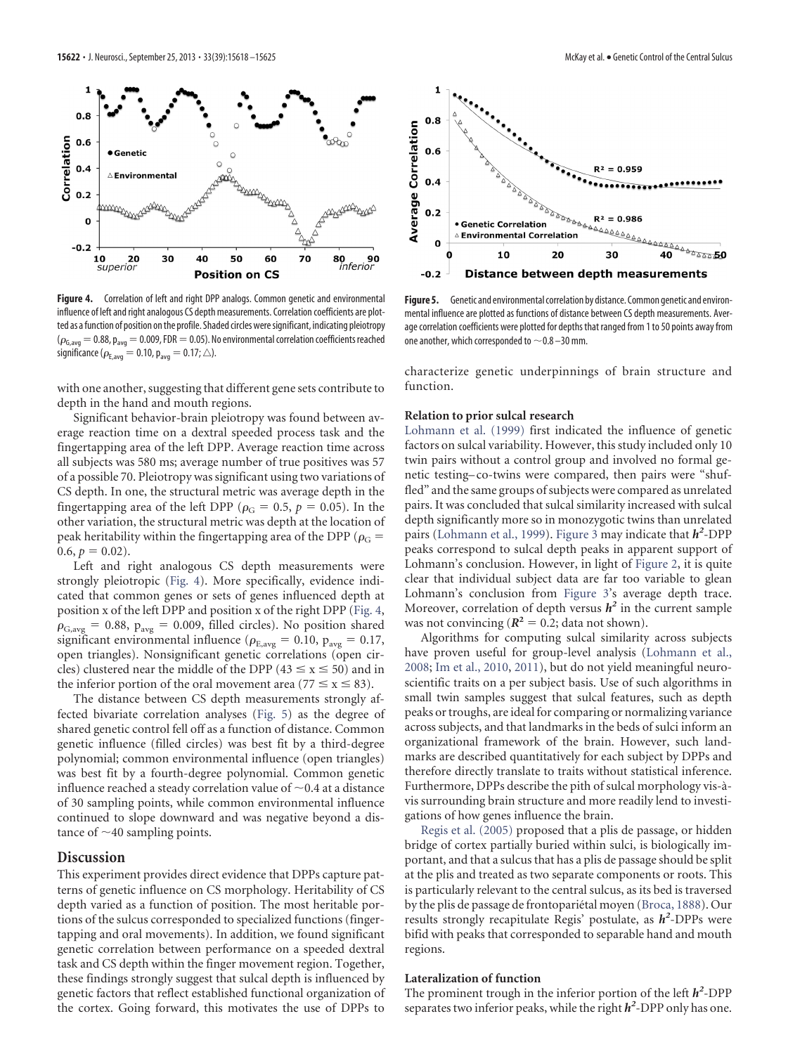**Figure 4.** Correlation of left and right DPP analogs. Common genetic and environmental influence of left and right analogous CS depth measurements. Correlation coefficients are plotted as a function of position on the profile. Shaded circles were significant, indicating pleiotropy ($\rho_{G,avg} = 0.88$, $p_{avg} = 0.009$, FDR = 0.05). No environmental correlation coefficients reached significance ($\rho_{E,avg} = 0.10$, $p_{avg} = 0.17$; △).

**Figure 5.** Genetic and environmental correlation by distance. Common genetic and environmental influence are plotted as functions of distance between CS depth measurements. Average correlation coefficients were plotted for depths that ranged from 1 to 50 points away from one another, which corresponded to ~0.8–30 mm.

with one another, suggesting that different gene sets contribute to depth in the hand and mouth regions.

Significant behavior-brain pleiotropy was found between average reaction time on a dextral speeded process task and the fingertapping area of the left DPP. Average reaction time across all subjects was 580 ms; average number of true positives was 57 of a possible 70. Pleiotropy was significant using two variations of CS depth. In one, the structural metric was average depth in the fingertapping area of the left DPP ($\rho_G = 0.5$, $p = 0.05$). In the other variation, the structural metric was depth at the location of peak heritability within the fingertapping area of the DPP ($\rho_G = 0.6$, $p = 0.02$).

Left and right analogous CS depth measurements were strongly pleiotropic (Fig. 4). More specifically, evidence indicated that common genes or sets of genes influenced depth at position x of the left DPP and position x of the right DPP (Fig. 4, $\rho_{G,avg} = 0.88$, $p_{avg} = 0.009$, filled circles). No position shared significant environmental influence ($\rho_{E,avg} = 0.10$, $p_{avg} = 0.17$, open triangles). Nonsignificant genetic correlations (open circles) clustered near the middle of the DPP ($43 \leq x \leq 50$) and in the inferior portion of the oral movement area ($77 \leq x \leq 83$).

The distance between CS depth measurements strongly affected bivariate correlation analyses (Fig. 5) as the degree of shared genetic control fell off as a function of distance. Common genetic influence (filled circles) was best fit by a third-degree polynomial; common environmental influence (open triangles) was best fit by a fourth-degree polynomial. Common genetic influence reached a steady correlation value of ~0.4 at a distance of 30 sampling points, while common environmental influence continued to slope downward and was negative beyond a distance of ~40 sampling points.

## Discussion

This experiment provides direct evidence that DPPs capture patterns of genetic influence on CS morphology. Heritability of CS depth varied as a function of position. The most heritable portions of the sulcus corresponded to specialized functions (fingertapping and oral movements). In addition, we found significant genetic correlation between performance on a speeded dextral task and CS depth within the finger movement region. Together, these findings strongly suggest that sulcal depth is influenced by genetic factors that reflect established functional organization of the cortex. Going forward, this motivates the use of DPPs to characterize genetic underpinnings of brain structure and function.

### Relation to prior sulcal research

Lohmann et al. (1999) first indicated the influence of genetic factors on sulcal variability. However, this study included only 10 twin pairs without a control group and involved no formal genetic testing–co-twins were compared, then pairs were "shuffled" and the same groups of subjects were compared as unrelated pairs. It was concluded that sulcal similarity increased with sulcal depth significantly more so in monozygotic twins than unrelated pairs (Lohmann et al., 1999). Figure 3 may indicate that $h^2$-DPP peaks correspond to sulcal depth peaks in apparent support of Lohmann's conclusion. However, in light of Figure 2, it is quite clear that individual subject data are far too variable to glean Lohmann's conclusion from Figure 3's average depth trace. Moreover, correlation of depth versus $h^2$ in the current sample was not convincing ($R^2 = 0.2$; data not shown).

Algorithms for computing sulcal similarity across subjects have proven useful for group-level analysis (Lohmann et al., 2008; Im et al., 2010, 2011), but do not yield meaningful neuroscientific traits on a per subject basis. Use of such algorithms in small twin samples suggest that sulcal features, such as depth peaks or troughs, are ideal for comparing or normalizing variance across subjects, and that landmarks in the beds of sulci inform an organizational framework of the brain. However, such landmarks are described quantitatively for each subject by DPPs and therefore directly translate to traits without statistical inference. Furthermore, DPPs describe the pith of sulcal morphology vis-à-vis surrounding brain structure and more readily lend to investigations of how genes influence the brain.

Regis et al. (2005) proposed that a plis de passage, or hidden bridge of cortex partially buried within sulci, is biologically important, and that a sulcus that has a plis de passage should be split at the plis and treated as two separate components or roots. This is particularly relevant to the central sulcus, as its bed is traversed by the plis de passage de frontopariétal moyen (Broca, 1888). Our results strongly recapitulate Regis' postulate, as $h^2$-DPPs were bifid with peaks that corresponded to separable hand and mouth regions.

### Lateralization of function

The prominent trough in the inferior portion of the left $h^2$-DPP separates two inferior peaks, while the right $h^2$-DPP only has one.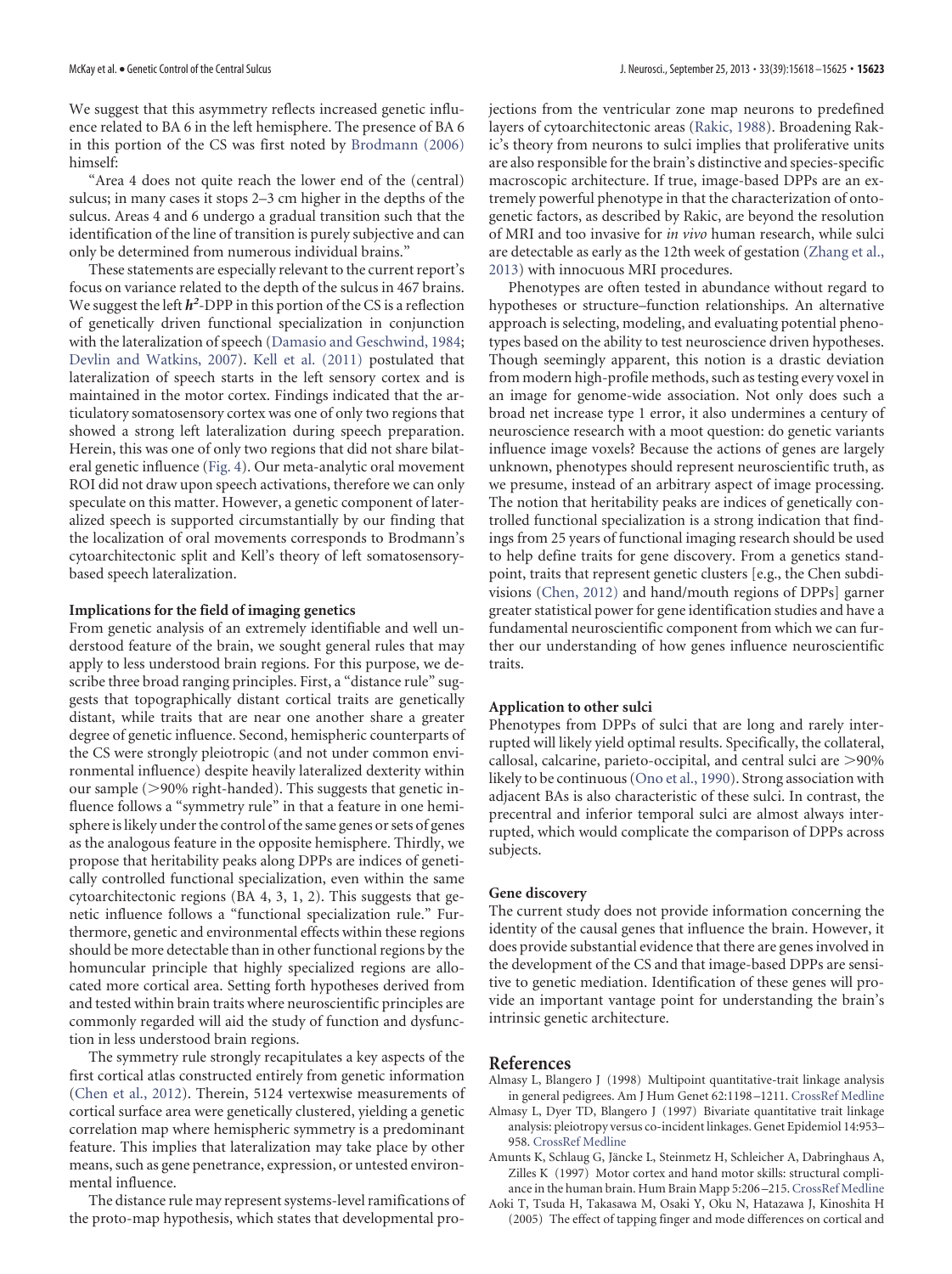We suggest that this asymmetry reflects increased genetic influence related to BA 6 in the left hemisphere. The presence of BA 6 in this portion of the CS was first noted by Brodmann (2006) himself:

"Area 4 does not quite reach the lower end of the (central) sulcus; in many cases it stops 2–3 cm higher in the depths of the sulcus. Areas 4 and 6 undergo a gradual transition such that the identification of the line of transition is purely subjective and can only be determined from numerous individual brains."

These statements are especially relevant to the current report's focus on variance related to the depth of the sulcus in 467 brains. We suggest the left $h^2$-DPP in this portion of the CS is a reflection of genetically driven functional specialization in conjunction with the lateralization of speech (Damasio and Geschwind, 1984; Devlin and Watkins, 2007). Kell et al. (2011) postulated that lateralization of speech starts in the left sensory cortex and is maintained in the motor cortex. Findings indicated that the articulatory somatosensory cortex was one of only two regions that showed a strong left lateralization during speech preparation. Herein, this was one of only two regions that did not share bilateral genetic influence (Fig. 4). Our meta-analytic oral movement ROI did not draw upon speech activations, therefore we can only speculate on this matter. However, a genetic component of lateralized speech is supported circumstantially by our finding that the localization of oral movements corresponds to Brodmann's cytoarchitectonic split and Kell's theory of left somatosensory-based speech lateralization.

### Implications for the field of imaging genetics

From genetic analysis of an extremely identifiable and well understood feature of the brain, we sought general rules that may apply to less understood brain regions. For this purpose, we describe three broad ranging principles. First, a "distance rule" suggests that topographically distant cortical traits are genetically distant, while traits that are near one another share a greater degree of genetic influence. Second, hemispheric counterparts of the CS were strongly pleiotropic (and not under common environmental influence) despite heavily lateralized dexterity within our sample (>90% right-handed). This suggests that genetic influence follows a "symmetry rule" in that a feature in one hemisphere is likely under the control of the same genes or sets of genes as the analogous feature in the opposite hemisphere. Thirdly, we propose that heritability peaks along DPPs are indices of genetically controlled functional specialization, even within the same cytoarchitectonic regions (BA 4, 3, 1, 2). This suggests that genetic influence follows a "functional specialization rule." Furthermore, genetic and environmental effects within these regions should be more detectable than in other functional regions by the homuncular principle that highly specialized regions are allocated more cortical area. Setting forth hypotheses derived from and tested within brain traits where neuroscientific principles are commonly regarded will aid the study of function and dysfunction in less understood brain regions.

The symmetry rule strongly recapitulates a key aspects of the first cortical atlas constructed entirely from genetic information (Chen et al., 2012). Therein, 5124 vertexwise measurements of cortical surface area were genetically clustered, yielding a genetic correlation map where hemispheric symmetry is a predominant feature. This implies that lateralization may take place by other means, such as gene penetrance, expression, or untested environmental influence.

The distance rule may represent systems-level ramifications of the proto-map hypothesis, which states that developmental projections from the ventricular zone map neurons to predefined layers of cytoarchitectonic areas (Rakic, 1988). Broadening Rakic's theory from neurons to sulci implies that proliferative units are also responsible for the brain's distinctive and species-specific macroscopic architecture. If true, image-based DPPs are an extremely powerful phenotype in that the characterization of ontogenetic factors, as described by Rakic, are beyond the resolution of MRI and too invasive for *in vivo* human research, while sulci are detectable as early as the 12th week of gestation (Zhang et al., 2013) with innocuous MRI procedures.

Phenotypes are often tested in abundance without regard to hypotheses or structure–function relationships. An alternative approach is selecting, modeling, and evaluating potential phenotypes based on the ability to test neuroscience driven hypotheses. Though seemingly apparent, this notion is a drastic deviation from modern high-profile methods, such as testing every voxel in an image for genome-wide association. Not only does such a broad net increase type 1 error, it also undermines a century of neuroscience research with a moot question: do genetic variants influence image voxels? Because the actions of genes are largely unknown, phenotypes should represent neuroscientific truth, as we presume, instead of an arbitrary aspect of image processing. The notion that heritability peaks are indices of genetically controlled functional specialization is a strong indication that findings from 25 years of functional imaging research should be used to help define traits for gene discovery. From a genetics standpoint, traits that represent genetic clusters [e.g., the Chen subdivisions (Chen, 2012) and hand/mouth regions of DPPs] garner greater statistical power for gene identification studies and have a fundamental neuroscientific component from which we can further our understanding of how genes influence neuroscientific traits.

### Application to other sulci

Phenotypes from DPPs of sulci that are long and rarely interrupted will likely yield optimal results. Specifically, the collateral, callosal, calcarine, parieto-occipital, and central sulci are >90% likely to be continuous (Ono et al., 1990). Strong association with adjacent BAs is also characteristic of these sulci. In contrast, the precentral and inferior temporal sulci are almost always interrupted, which would complicate the comparison of DPPs across subjects.

### Gene discovery

The current study does not provide information concerning the identity of the causal genes that influence the brain. However, it does provide substantial evidence that there are genes involved in the development of the CS and that image-based DPPs are sensitive to genetic mediation. Identification of these genes will provide an important vantage point for understanding the brain's intrinsic genetic architecture.

## References

Almasy L, Blangero J (1998) Multipoint quantitative-trait linkage analysis in general pedigrees. Am J Hum Genet 62:1198–1211. CrossRef Medline

Almasy L, Dyer TD, Blangero J (1997) Bivariate quantitative trait linkage analysis: pleiotropy versus co-incident linkages. Genet Epidemiol 14:953–958. CrossRef Medline

Amunts K, Schlaug G, Jäncke L, Steinmetz H, Schleicher A, Dabringhaus A, Zilles K (1997) Motor cortex and hand motor skills: structural compliance in the human brain. Hum Brain Mapp 5:206–215. CrossRef Medline

Aoki T, Tsuda H, Takasawa M, Osaki Y, Oku N, Hatazawa J, Kinoshita H (2005) The effect of tapping finger and mode differences on cortical and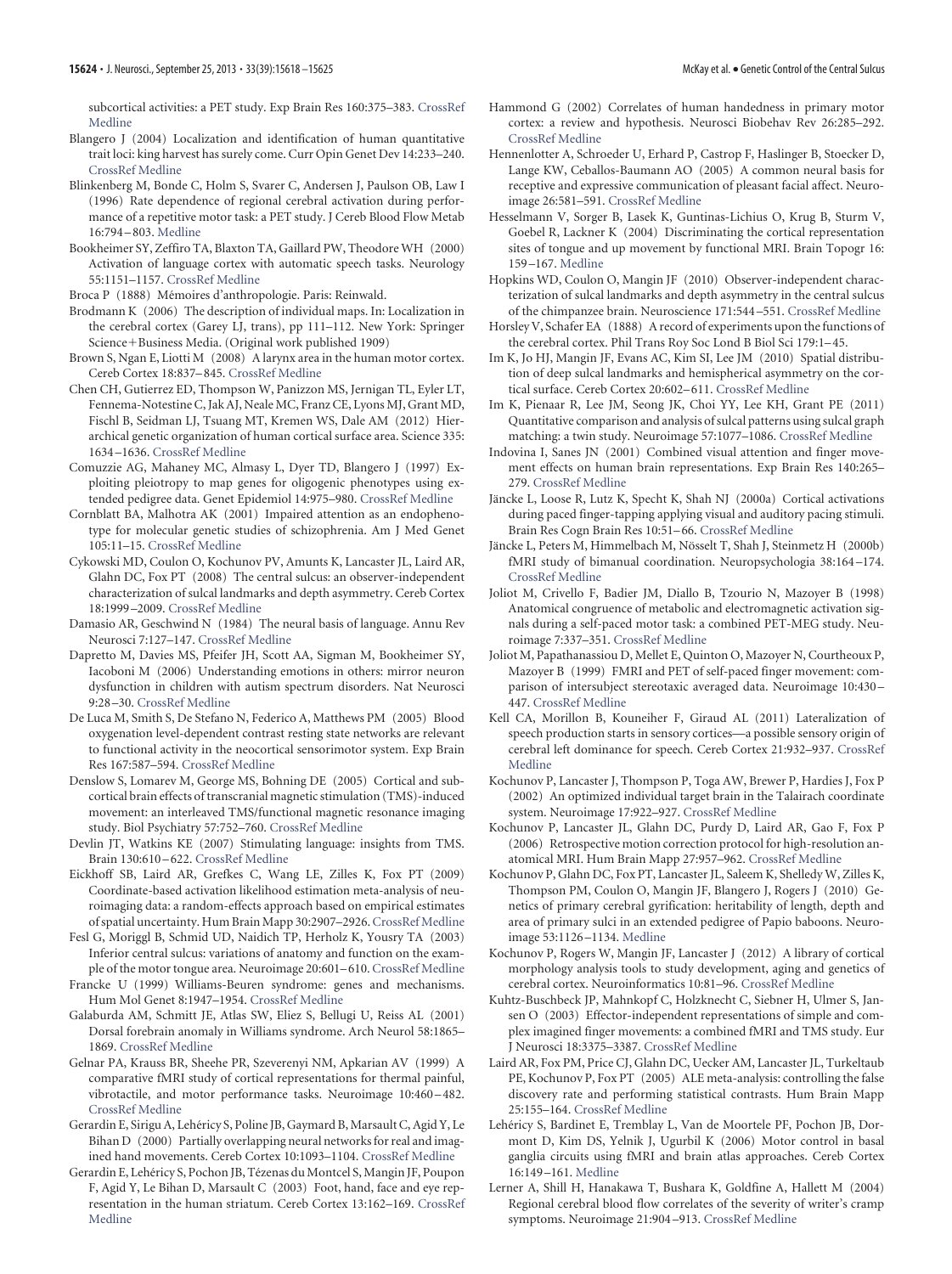subcortical activities: a PET study. Exp Brain Res 160:375–383. CrossRef Medline

Blangero J (2004) Localization and identification of human quantitative trait loci: king harvest has surely come. Curr Opin Genet Dev 14:233–240. CrossRef Medline

Blinkenberg M, Bonde C, Holm S, Svarer C, Andersen J, Paulson OB, Law I (1996) Rate dependence of regional cerebral activation during performance of a repetitive motor task: a PET study. J Cereb Blood Flow Metab 16:794–803. Medline

Bookheimer SY, Zeffiro TA, Blaxton TA, Gaillard PW, Theodore WH (2000) Activation of language cortex with automatic speech tasks. Neurology 55:1151–1157. CrossRef Medline

Broca P (1888) Mémoires d'anthropologie. Paris: Reinwald.

Brodmann K (2006) The description of individual maps. In: Localization in the cerebral cortex (Garey LJ, trans), pp 111–112. New York: Springer Science+Business Media. (Original work published 1909)

Brown S, Ngan E, Liotti M (2008) A larynx area in the human motor cortex. Cereb Cortex 18:837–845. CrossRef Medline

Chen CH, Gutierrez ED, Thompson W, Panizzon MS, Jernigan TL, Eyler LT, Fennema-Notestine C, Jak AJ, Neale MC, Franz CE, Lyons MJ, Grant MD, Fischl B, Seidman LJ, Tsuang MT, Kremen WS, Dale AM (2012) Hierarchical genetic organization of human cortical surface area. Science 335: 1634–1636. CrossRef Medline

Comuzzie AG, Mahaney MC, Almasy L, Dyer TD, Blangero J (1997) Exploiting pleiotropy to map genes for oligogenic phenotypes using extended pedigree data. Genet Epidemiol 14:975–980. CrossRef Medline

Cornblatt BA, Malhotra AK (2001) Impaired attention as an endophenotype for molecular genetic studies of schizophrenia. Am J Med Genet 105:11–15. CrossRef Medline

Cykowski MD, Coulon O, Kochunov PV, Amunts K, Lancaster JL, Laird AR, Glahn DC, Fox PT (2008) The central sulcus: an observer-independent characterization of sulcal landmarks and depth asymmetry. Cereb Cortex 18:1999–2009. CrossRef Medline

Damasio AR, Geschwind N (1984) The neural basis of language. Annu Rev Neurosci 7:127–147. CrossRef Medline

Dapretto M, Davies MS, Pfeifer JH, Scott AA, Sigman M, Bookheimer SY, Iacoboni M (2006) Understanding emotions in others: mirror neuron dysfunction in children with autism spectrum disorders. Nat Neurosci 9:28–30. CrossRef Medline

De Luca M, Smith S, De Stefano N, Federico A, Matthews PM (2005) Blood oxygenation level-dependent contrast resting state networks are relevant to functional activity in the neocortical sensorimotor system. Exp Brain Res 167:587–594. CrossRef Medline

Denslow S, Lomarev M, George MS, Bohning DE (2005) Cortical and subcortical brain effects of transcranial magnetic stimulation (TMS)-induced movement: an interleaved TMS/functional magnetic resonance imaging study. Biol Psychiatry 57:752–760. CrossRef Medline

Devlin JT, Watkins KE (2007) Stimulating language: insights from TMS. Brain 130:610–622. CrossRef Medline

Eickhoff SB, Laird AR, Grefkes C, Wang LE, Zilles K, Fox PT (2009) Coordinate-based activation likelihood estimation meta-analysis of neuroimaging data: a random-effects approach based on empirical estimates of spatial uncertainty. Hum Brain Mapp 30:2907–2926. CrossRef Medline

Fesl G, Moriggl B, Schmid UD, Naidich TP, Herholz K, Yousry TA (2003) Inferior central sulcus: variations of anatomy and function on the example of the motor tongue area. Neuroimage 20:601–610. CrossRef Medline

Francke U (1999) Williams-Beuren syndrome: genes and mechanisms. Hum Mol Genet 8:1947–1954. CrossRef Medline

Galaburda AM, Schmitt JE, Atlas SW, Eliez S, Bellugi U, Reiss AL (2001) Dorsal forebrain anomaly in Williams syndrome. Arch Neurol 58:1865–1869. CrossRef Medline

Gelnar PA, Krauss BR, Sheehe PR, Szeverenyi NM, Apkarian AV (1999) A comparative fMRI study of cortical representations for thermal painful, vibrotactile, and motor performance tasks. Neuroimage 10:460–482. CrossRef Medline

Gerardin E, Sirigu A, Lehéricy S, Poline JB, Gaymard B, Marsault C, Agid Y, Le Bihan D (2000) Partially overlapping neural networks for real and imagined hand movements. Cereb Cortex 10:1093–1104. CrossRef Medline

Gerardin E, Lehéricy S, Pochon JB, Tézenas du Montcel S, Mangin JF, Poupon F, Agid Y, Le Bihan D, Marsault C (2003) Foot, hand, face and eye representation in the human striatum. Cereb Cortex 13:162–169. CrossRef Medline

Hammond G (2002) Correlates of human handedness in primary motor cortex: a review and hypothesis. Neurosci Biobehav Rev 26:285–292. CrossRef Medline

Hennenlotter A, Schroeder U, Erhard P, Castrop F, Haslinger B, Stoecker D, Lange KW, Ceballos-Baumann AO (2005) A common neural basis for receptive and expressive communication of pleasant facial affect. Neuroimage 26:581–591. CrossRef Medline

Hesselmann V, Sorger B, Lasek K, Guntinas-Lichius O, Krug B, Sturm V, Goebel R, Lackner K (2004) Discriminating the cortical representation sites of tongue and up movement by functional MRI. Brain Topogr 16: 159–167. Medline

Hopkins WD, Coulon O, Mangin JF (2010) Observer-independent characterization of sulcal landmarks and depth asymmetry in the central sulcus of the chimpanzee brain. Neuroscience 171:544–551. CrossRef Medline

Horsley V, Schafer EA (1888) A record of experiments upon the functions of the cerebral cortex. Phil Trans Roy Soc Lond B Biol Sci 179:1–45.

Im K, Jo HJ, Mangin JF, Evans AC, Kim SI, Lee JM (2010) Spatial distribution of deep sulcal landmarks and hemispherical asymmetry on the cortical surface. Cereb Cortex 20:602–611. CrossRef Medline

Im K, Pienaar R, Lee JM, Seong JK, Choi YY, Lee KH, Grant PE (2011) Quantitative comparison and analysis of sulcal patterns using sulcal graph matching: a twin study. Neuroimage 57:1077–1086. CrossRef Medline

Indovina I, Sanes JN (2001) Combined visual attention and finger movement effects on human brain representations. Exp Brain Res 140:265–279. CrossRef Medline

Jäncke L, Loose R, Lutz K, Specht K, Shah NJ (2000a) Cortical activations during paced finger-tapping applying visual and auditory pacing stimuli. Brain Res Cogn Brain Res 10:51–66. CrossRef Medline

Jäncke L, Peters M, Himmelbach M, Nösselt T, Shah J, Steinmetz H (2000b) fMRI study of bimanual coordination. Neuropsychologia 38:164–174. CrossRef Medline

Joliot M, Crivello F, Badier JM, Diallo B, Tzourio N, Mazoyer B (1998) Anatomical congruence of metabolic and electromagnetic activation signals during a self-paced motor task: a combined PET-MEG study. Neuroimage 7:337–351. CrossRef Medline

Joliot M, Papathanassiou D, Mellet E, Quinton O, Mazoyer N, Courtheoux P, Mazoyer B (1999) FMRI and PET of self-paced finger movement: comparison of intersubject stereotaxic averaged data. Neuroimage 10:430–447. CrossRef Medline

Kell CA, Morillon B, Kouneiher F, Giraud AL (2011) Lateralization of speech production starts in sensory cortices—a possible sensory origin of cerebral left dominance for speech. Cereb Cortex 21:932–937. CrossRef Medline

Kochunov P, Lancaster J, Thompson P, Toga AW, Brewer P, Hardies J, Fox P (2002) An optimized individual target brain in the Talairach coordinate system. Neuroimage 17:922–927. CrossRef Medline

Kochunov P, Lancaster JL, Glahn DC, Purdy D, Laird AR, Gao F, Fox P (2006) Retrospective motion correction protocol for high-resolution anatomical MRI. Hum Brain Mapp 27:957–962. CrossRef Medline

Kochunov P, Glahn DC, Fox PT, Lancaster JL, Saleem K, Shelledy W, Zilles K, Thompson PM, Coulon O, Mangin JF, Blangero J, Rogers J (2010) Genetics of primary cerebral gyrification: heritability of length, depth and area of primary sulci in an extended pedigree of Papio baboons. Neuroimage 53:1126–1134. Medline

Kochunov P, Rogers W, Mangin JF, Lancaster J (2012) A library of cortical morphology analysis tools to study development, aging and genetics of cerebral cortex. Neuroinformatics 10:81–96. CrossRef Medline

Kuhtz-Buschbeck JP, Mahnkopf C, Holzknecht C, Siebner H, Ulmer S, Jansen O (2003) Effector-independent representations of simple and complex imagined finger movements: a combined fMRI and TMS study. Eur J Neurosci 18:3375–3387. CrossRef Medline

Laird AR, Fox PM, Price CJ, Glahn DC, Uecker AM, Lancaster JL, Turkeltaub PE, Kochunov P, Fox PT (2005) ALE meta-analysis: controlling the false discovery rate and performing statistical contrasts. Hum Brain Mapp 25:155–164. CrossRef Medline

Lehéricy S, Bardinet E, Tremblay L, Van de Moortele PF, Pochon JB, Dormont D, Kim DS, Yelnik J, Ugurbil K (2006) Motor control in basal ganglia circuits using fMRI and brain atlas approaches. Cereb Cortex 16:149–161. Medline

Lerner A, Shill H, Hanakawa T, Bushara K, Goldfine A, Hallett M (2004) Regional cerebral blood flow correlates of the severity of writer's cramp symptoms. Neuroimage 21:904–913. CrossRef Medline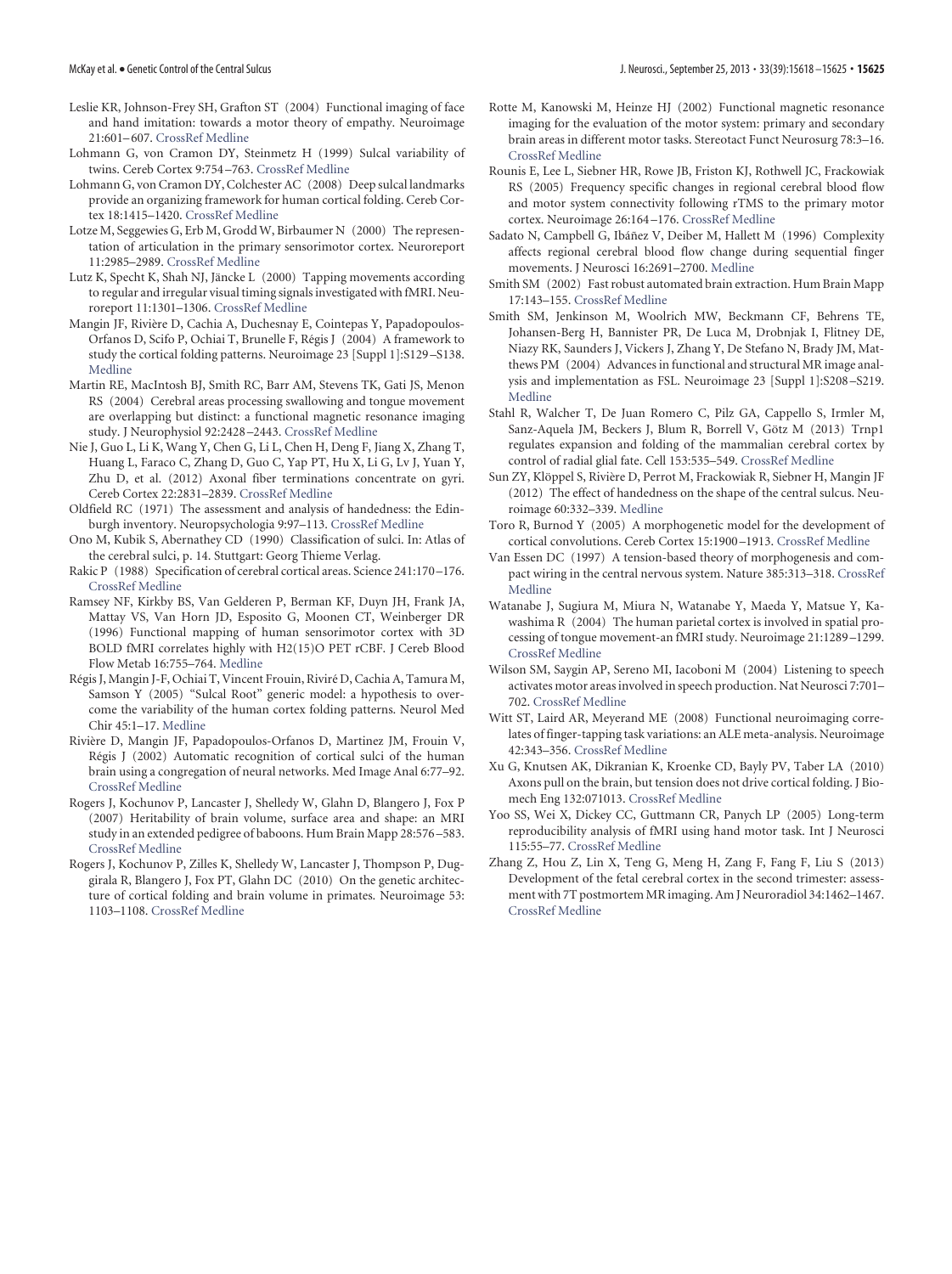Leslie KR, Johnson-Frey SH, Grafton ST (2004) Functional imaging of face and hand imitation: towards a motor theory of empathy. Neuroimage 21:601–607. CrossRef Medline

Lohmann G, von Cramon DY, Steinmetz H (1999) Sulcal variability of twins. Cereb Cortex 9:754–763. CrossRef Medline

Lohmann G, von Cramon DY, Colchester AC (2008) Deep sulcal landmarks provide an organizing framework for human cortical folding. Cereb Cortex 18:1415–1420. CrossRef Medline

Lotze M, Seggewies G, Erb M, Grodd W, Birbaumer N (2000) The representation of articulation in the primary sensorimotor cortex. Neuroreport 11:2985–2989. CrossRef Medline

Lutz K, Specht K, Shah NJ, Jäncke L (2000) Tapping movements according to regular and irregular visual timing signals investigated with fMRI. Neuroreport 11:1301–1306. CrossRef Medline

Mangin JF, Rivière D, Cachia A, Duchesnay E, Cointepas Y, Papadopoulos-Orfanos D, Scifo P, Ochiai T, Brunelle F, Régis J (2004) A framework to study the cortical folding patterns. Neuroimage 23 [Suppl 1]:S129–S138. Medline

Martin RE, MacIntosh BJ, Smith RC, Barr AM, Stevens TK, Gati JS, Menon RS (2004) Cerebral areas processing swallowing and tongue movement are overlapping but distinct: a functional magnetic resonance imaging study. J Neurophysiol 92:2428–2443. CrossRef Medline

Nie J, Guo L, Li K, Wang Y, Chen G, Li L, Chen H, Deng F, Jiang X, Zhang T, Huang L, Faraco C, Zhang D, Guo C, Yap PT, Hu X, Li G, Lv J, Yuan Y, Zhu D, et al. (2012) Axonal fiber terminations concentrate on gyri. Cereb Cortex 22:2831–2839. CrossRef Medline

Oldfield RC (1971) The assessment and analysis of handedness: the Edinburgh inventory. Neuropsychologia 9:97–113. CrossRef Medline

Ono M, Kubik S, Abernathey CD (1990) Classification of sulci. In: Atlas of the cerebral sulci, p. 14. Stuttgart: Georg Thieme Verlag.

Rakic P (1988) Specification of cerebral cortical areas. Science 241:170–176. CrossRef Medline

Ramsey NF, Kirkby BS, Van Gelderen P, Berman KF, Duyn JH, Frank JA, Mattay VS, Van Horn JD, Esposito G, Moonen CT, Weinberger DR (1996) Functional mapping of human sensorimotor cortex with 3D BOLD fMRI correlates highly with H2(15)O PET rCBF. J Cereb Blood Flow Metab 16:755–764. Medline

Régis J, Mangin J-F, Ochiai T, Vincent Frouin, Rivièré D, Cachia A, Tamura M, Samson Y (2005) "Sulcal Root" generic model: a hypothesis to overcome the variability of the human cortex folding patterns. Neurol Med Chir 45:1–17. Medline

Rivière D, Mangin JF, Papadopoulos-Orfanos D, Martinez JM, Frouin V, Régis J (2002) Automatic recognition of cortical sulci of the human brain using a congregation of neural networks. Med Image Anal 6:77–92. CrossRef Medline

Rogers J, Kochunov P, Lancaster J, Shelledy W, Glahn D, Blangero J, Fox P (2007) Heritability of brain volume, surface area and shape: an MRI study in an extended pedigree of baboons. Hum Brain Mapp 28:576–583. CrossRef Medline

Rogers J, Kochunov P, Zilles K, Shelledy W, Lancaster J, Thompson P, Duggirala R, Blangero J, Fox PT, Glahn DC (2010) On the genetic architecture of cortical folding and brain volume in primates. Neuroimage 53: 1103–1108. CrossRef Medline

Rotte M, Kanowski M, Heinze HJ (2002) Functional magnetic resonance imaging for the evaluation of the motor system: primary and secondary brain areas in different motor tasks. Stereotact Funct Neurosurg 78:3–16. CrossRef Medline

Rounis E, Lee L, Siebner HR, Rowe JB, Friston KJ, Rothwell JC, Frackowiak RS (2005) Frequency specific changes in regional cerebral blood flow and motor system connectivity following rTMS to the primary motor cortex. Neuroimage 26:164–176. CrossRef Medline

Sadato N, Campbell G, Ibáñez V, Deiber M, Hallett M (1996) Complexity affects regional cerebral blood flow change during sequential finger movements. J Neurosci 16:2691–2700. Medline

Smith SM (2002) Fast robust automated brain extraction. Hum Brain Mapp 17:143–155. CrossRef Medline

Smith SM, Jenkinson M, Woolrich MW, Beckmann CF, Behrens TE, Johansen-Berg H, Bannister PR, De Luca M, Drobnjak I, Flitney DE, Niazy RK, Saunders J, Vickers J, Zhang Y, De Stefano N, Brady JM, Matthews PM (2004) Advances in functional and structural MR image analysis and implementation as FSL. Neuroimage 23 [Suppl 1]:S208–S219. Medline

Stahl R, Walcher T, De Juan Romero C, Pilz GA, Cappello S, Irmler M, Sanz-Aquela JM, Beckers J, Blum R, Borrell V, Götz M (2013) Trnp1 regulates expansion and folding of the mammalian cerebral cortex by control of radial glial fate. Cell 153:535–549. CrossRef Medline

Sun ZY, Klöppel S, Rivière D, Perrot M, Frackowiak R, Siebner H, Mangin JF (2012) The effect of handedness on the shape of the central sulcus. Neuroimage 60:332–339. Medline

Toro R, Burnod Y (2005) A morphogenetic model for the development of cortical convolutions. Cereb Cortex 15:1900–1913. CrossRef Medline

Van Essen DC (1997) A tension-based theory of morphogenesis and compact wiring in the central nervous system. Nature 385:313–318. CrossRef Medline

Watanabe J, Sugiura M, Miura N, Watanabe Y, Maeda Y, Matsue Y, Kawashima R (2004) The human parietal cortex is involved in spatial processing of tongue movement-an fMRI study. Neuroimage 21:1289–1299. CrossRef Medline

Wilson SM, Saygin AP, Sereno MI, Iacoboni M (2004) Listening to speech activates motor areas involved in speech production. Nat Neurosci 7:701–702. CrossRef Medline

Witt ST, Laird AR, Meyerand ME (2008) Functional neuroimaging correlates of finger-tapping task variations: an ALE meta-analysis. Neuroimage 42:343–356. CrossRef Medline

Xu G, Knutsen AK, Dikranian K, Kroenke CD, Bayly PV, Taber LA (2010) Axons pull on the brain, but tension does not drive cortical folding. J Biomech Eng 132:071013. CrossRef Medline

Yoo SS, Wei X, Dickey CC, Guttmann CR, Panych LP (2005) Long-term reproducibility analysis of fMRI using hand motor task. Int J Neurosci 115:55–77. CrossRef Medline

Zhang Z, Hou Z, Lin X, Teng G, Meng H, Zang F, Fang F, Liu S (2013) Development of the fetal cerebral cortex in the second trimester: assessment with 7T postmortem MR imaging. Am J Neuroradiol 34:1462–1467. CrossRef Medline